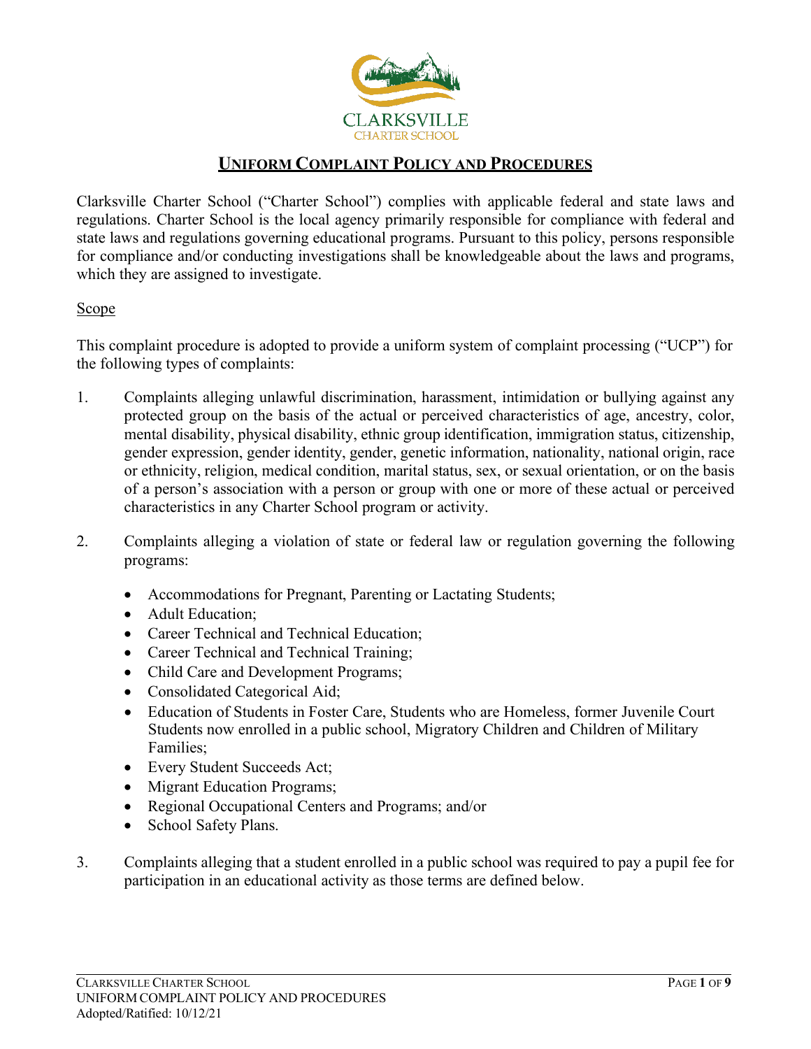CLARKSVILLE
CHARTER SCHOOL

# UNIFORM COMPLAINT POLICY AND PROCEDURES

Clarksville Charter School ("Charter School") complies with applicable federal and state laws and regulations. Charter School is the local agency primarily responsible for compliance with federal and state laws and regulations governing educational programs. Pursuant to this policy, persons responsible for compliance and/or conducting investigations shall be knowledgeable about the laws and programs, which they are assigned to investigate.

## Scope

This complaint procedure is adopted to provide a uniform system of complaint processing ("UCP") for the following types of complaints:

1. Complaints alleging unlawful discrimination, harassment, intimidation or bullying against any protected group on the basis of the actual or perceived characteristics of age, ancestry, color, mental disability, physical disability, ethnic group identification, immigration status, citizenship, gender expression, gender identity, gender, genetic information, nationality, national origin, race or ethnicity, religion, medical condition, marital status, sex, or sexual orientation, or on the basis of a person's association with a person or group with one or more of these actual or perceived characteristics in any Charter School program or activity.

2. Complaints alleging a violation of state or federal law or regulation governing the following programs:

   - Accommodations for Pregnant, Parenting or Lactating Students;
   - Adult Education;
   - Career Technical and Technical Education;
   - Career Technical and Technical Training;
   - Child Care and Development Programs;
   - Consolidated Categorical Aid;
   - Education of Students in Foster Care, Students who are Homeless, former Juvenile Court Students now enrolled in a public school, Migratory Children and Children of Military Families;
   - Every Student Succeeds Act;
   - Migrant Education Programs;
   - Regional Occupational Centers and Programs; and/or
   - School Safety Plans.

3. Complaints alleging that a student enrolled in a public school was required to pay a pupil fee for participation in an educational activity as those terms are defined below.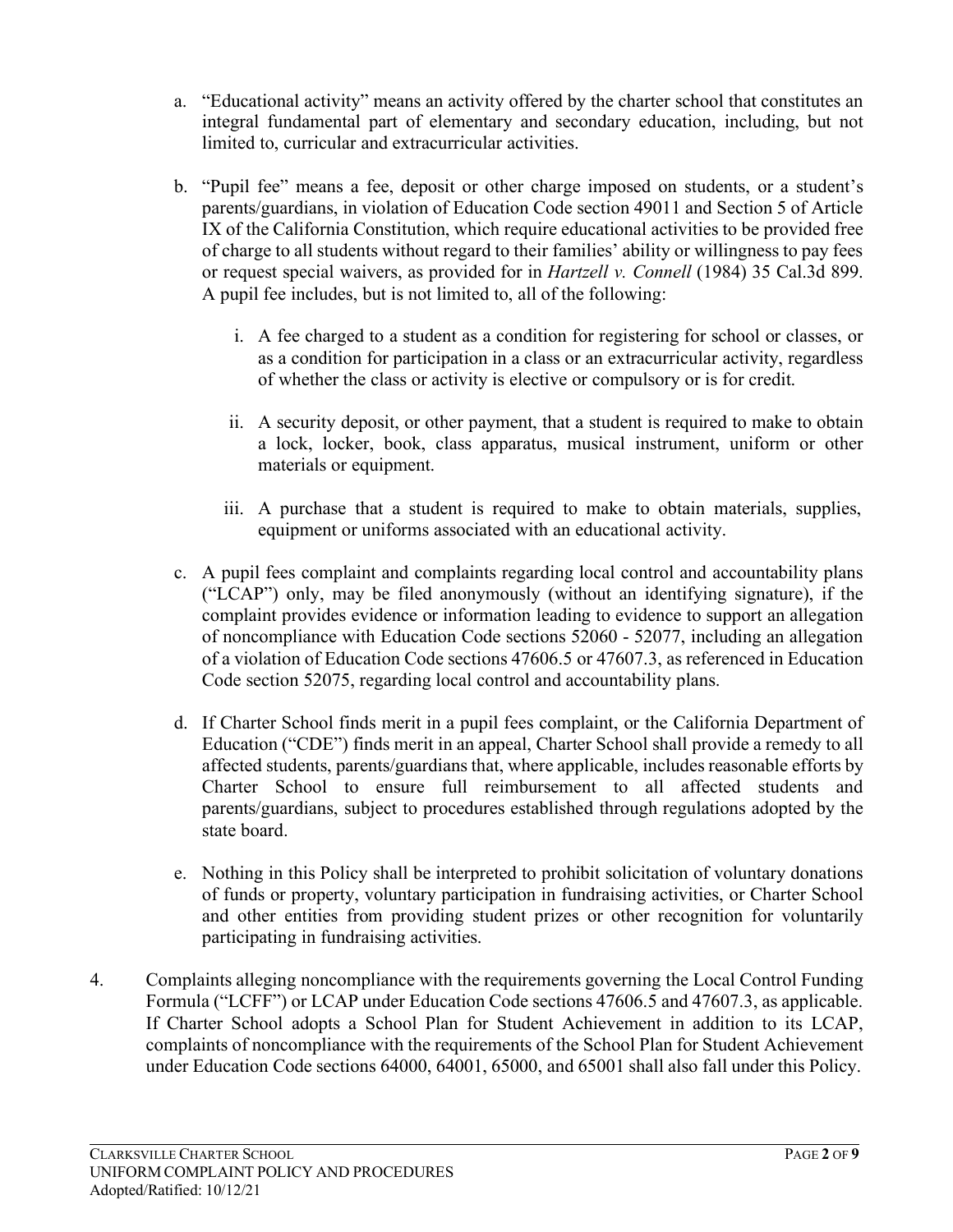a. "Educational activity" means an activity offered by the charter school that constitutes an integral fundamental part of elementary and secondary education, including, but not limited to, curricular and extracurricular activities.

b. "Pupil fee" means a fee, deposit or other charge imposed on students, or a student's parents/guardians, in violation of Education Code section 49011 and Section 5 of Article IX of the California Constitution, which require educational activities to be provided free of charge to all students without regard to their families' ability or willingness to pay fees or request special waivers, as provided for in *Hartzell v. Connell* (1984) 35 Cal.3d 899. A pupil fee includes, but is not limited to, all of the following:

   i. A fee charged to a student as a condition for registering for school or classes, or as a condition for participation in a class or an extracurricular activity, regardless of whether the class or activity is elective or compulsory or is for credit.

   ii. A security deposit, or other payment, that a student is required to make to obtain a lock, locker, book, class apparatus, musical instrument, uniform or other materials or equipment.

   iii. A purchase that a student is required to make to obtain materials, supplies, equipment or uniforms associated with an educational activity.

c. A pupil fees complaint and complaints regarding local control and accountability plans ("LCAP") only, may be filed anonymously (without an identifying signature), if the complaint provides evidence or information leading to evidence to support an allegation of noncompliance with Education Code sections 52060 - 52077, including an allegation of a violation of Education Code sections 47606.5 or 47607.3, as referenced in Education Code section 52075, regarding local control and accountability plans.

d. If Charter School finds merit in a pupil fees complaint, or the California Department of Education ("CDE") finds merit in an appeal, Charter School shall provide a remedy to all affected students, parents/guardians that, where applicable, includes reasonable efforts by Charter School to ensure full reimbursement to all affected students and parents/guardians, subject to procedures established through regulations adopted by the state board.

e. Nothing in this Policy shall be interpreted to prohibit solicitation of voluntary donations of funds or property, voluntary participation in fundraising activities, or Charter School and other entities from providing student prizes or other recognition for voluntarily participating in fundraising activities.

4. Complaints alleging noncompliance with the requirements governing the Local Control Funding Formula ("LCFF") or LCAP under Education Code sections 47606.5 and 47607.3, as applicable. If Charter School adopts a School Plan for Student Achievement in addition to its LCAP, complaints of noncompliance with the requirements of the School Plan for Student Achievement under Education Code sections 64000, 64001, 65000, and 65001 shall also fall under this Policy.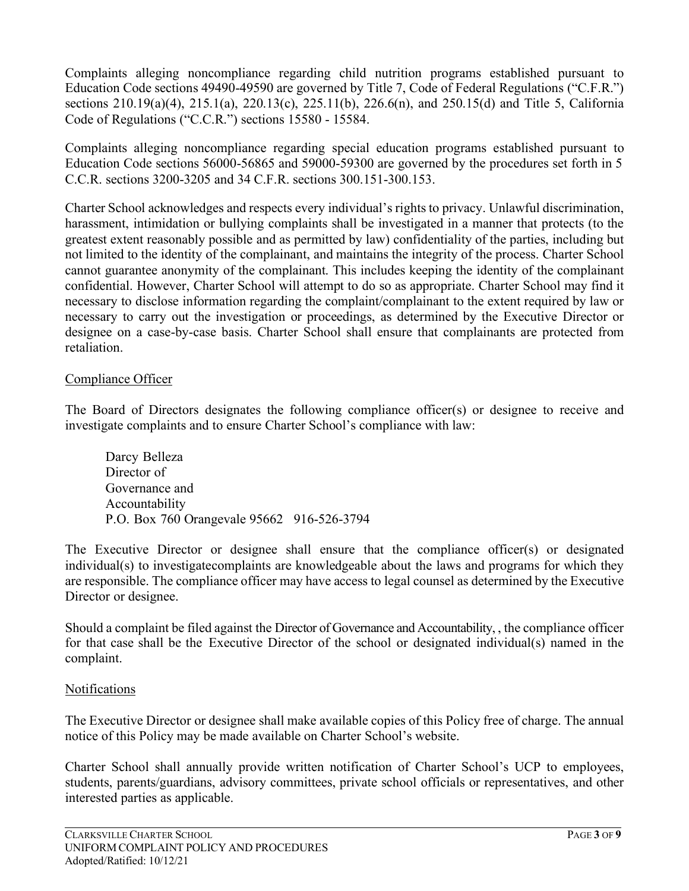Complaints alleging noncompliance regarding child nutrition programs established pursuant to Education Code sections 49490-49590 are governed by Title 7, Code of Federal Regulations ("C.F.R.") sections 210.19(a)(4), 215.1(a), 220.13(c), 225.11(b), 226.6(n), and 250.15(d) and Title 5, California Code of Regulations ("C.C.R.") sections 15580 - 15584.

Complaints alleging noncompliance regarding special education programs established pursuant to Education Code sections 56000-56865 and 59000-59300 are governed by the procedures set forth in 5 C.C.R. sections 3200-3205 and 34 C.F.R. sections 300.151-300.153.

Charter School acknowledges and respects every individual's rights to privacy. Unlawful discrimination, harassment, intimidation or bullying complaints shall be investigated in a manner that protects (to the greatest extent reasonably possible and as permitted by law) confidentiality of the parties, including but not limited to the identity of the complainant, and maintains the integrity of the process. Charter School cannot guarantee anonymity of the complainant. This includes keeping the identity of the complainant confidential. However, Charter School will attempt to do so as appropriate. Charter School may find it necessary to disclose information regarding the complaint/complainant to the extent required by law or necessary to carry out the investigation or proceedings, as determined by the Executive Director or designee on a case-by-case basis. Charter School shall ensure that complainants are protected from retaliation.

## Compliance Officer

The Board of Directors designates the following compliance officer(s) or designee to receive and investigate complaints and to ensure Charter School's compliance with law:

Darcy Belleza
Director of
Governance and
Accountability
P.O. Box 760 Orangevale 95662 916-526-3794

The Executive Director or designee shall ensure that the compliance officer(s) or designated individual(s) to investigatecomplaints are knowledgeable about the laws and programs for which they are responsible. The compliance officer may have access to legal counsel as determined by the Executive Director or designee.

Should a complaint be filed against the Director of Governance and Accountability, , the compliance officer for that case shall be the Executive Director of the school or designated individual(s) named in the complaint.

## Notifications

The Executive Director or designee shall make available copies of this Policy free of charge. The annual notice of this Policy may be made available on Charter School's website.

Charter School shall annually provide written notification of Charter School's UCP to employees, students, parents/guardians, advisory committees, private school officials or representatives, and other interested parties as applicable.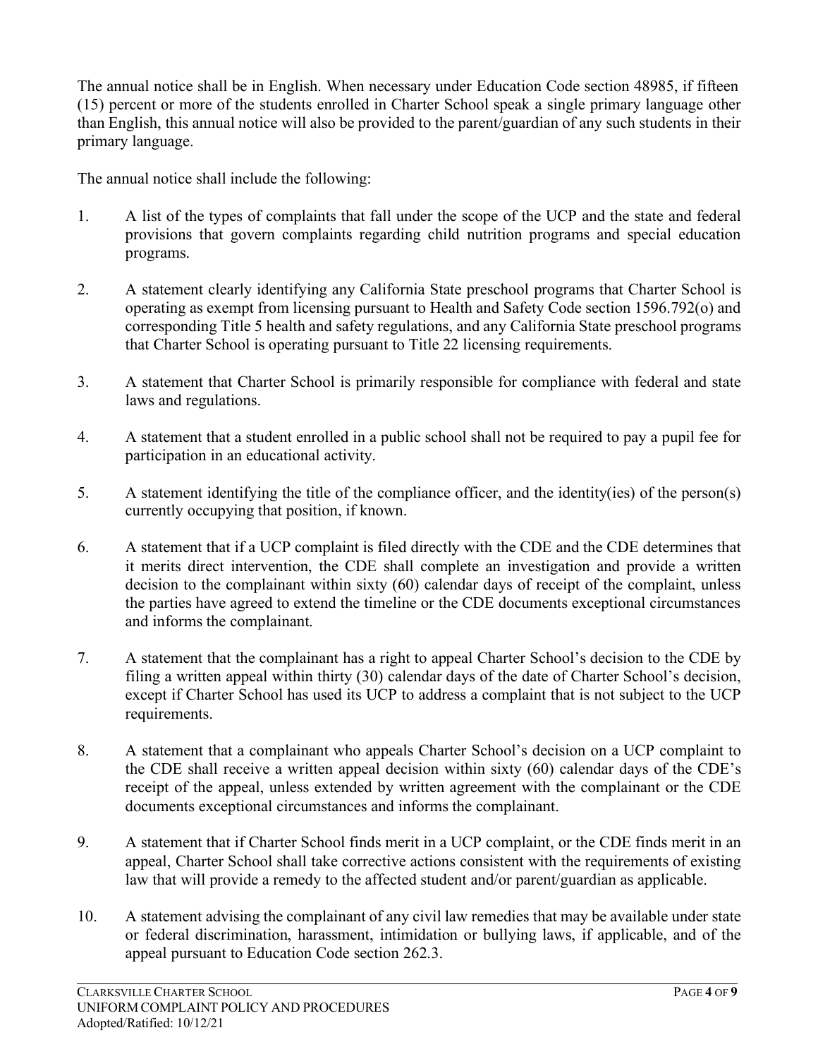The annual notice shall be in English. When necessary under Education Code section 48985, if fifteen (15) percent or more of the students enrolled in Charter School speak a single primary language other than English, this annual notice will also be provided to the parent/guardian of any such students in their primary language.

The annual notice shall include the following:

1. A list of the types of complaints that fall under the scope of the UCP and the state and federal provisions that govern complaints regarding child nutrition programs and special education programs.

2. A statement clearly identifying any California State preschool programs that Charter School is operating as exempt from licensing pursuant to Health and Safety Code section 1596.792(o) and corresponding Title 5 health and safety regulations, and any California State preschool programs that Charter School is operating pursuant to Title 22 licensing requirements.

3. A statement that Charter School is primarily responsible for compliance with federal and state laws and regulations.

4. A statement that a student enrolled in a public school shall not be required to pay a pupil fee for participation in an educational activity.

5. A statement identifying the title of the compliance officer, and the identity(ies) of the person(s) currently occupying that position, if known.

6. A statement that if a UCP complaint is filed directly with the CDE and the CDE determines that it merits direct intervention, the CDE shall complete an investigation and provide a written decision to the complainant within sixty (60) calendar days of receipt of the complaint, unless the parties have agreed to extend the timeline or the CDE documents exceptional circumstances and informs the complainant.

7. A statement that the complainant has a right to appeal Charter School's decision to the CDE by filing a written appeal within thirty (30) calendar days of the date of Charter School's decision, except if Charter School has used its UCP to address a complaint that is not subject to the UCP requirements.

8. A statement that a complainant who appeals Charter School's decision on a UCP complaint to the CDE shall receive a written appeal decision within sixty (60) calendar days of the CDE's receipt of the appeal, unless extended by written agreement with the complainant or the CDE documents exceptional circumstances and informs the complainant.

9. A statement that if Charter School finds merit in a UCP complaint, or the CDE finds merit in an appeal, Charter School shall take corrective actions consistent with the requirements of existing law that will provide a remedy to the affected student and/or parent/guardian as applicable.

10. A statement advising the complainant of any civil law remedies that may be available under state or federal discrimination, harassment, intimidation or bullying laws, if applicable, and of the appeal pursuant to Education Code section 262.3.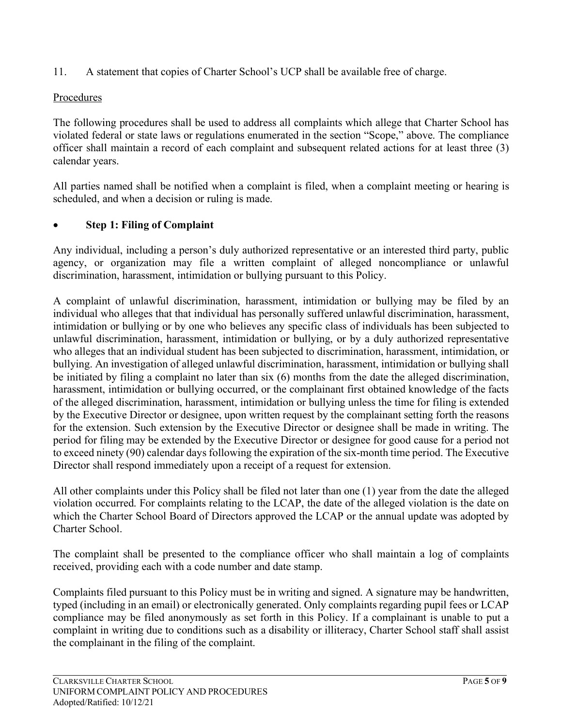11. A statement that copies of Charter School's UCP shall be available free of charge.

Procedures

The following procedures shall be used to address all complaints which allege that Charter School has violated federal or state laws or regulations enumerated in the section "Scope," above. The compliance officer shall maintain a record of each complaint and subsequent related actions for at least three (3) calendar years.

All parties named shall be notified when a complaint is filed, when a complaint meeting or hearing is scheduled, and when a decision or ruling is made.

- **Step 1: Filing of Complaint**

Any individual, including a person's duly authorized representative or an interested third party, public agency, or organization may file a written complaint of alleged noncompliance or unlawful discrimination, harassment, intimidation or bullying pursuant to this Policy.

A complaint of unlawful discrimination, harassment, intimidation or bullying may be filed by an individual who alleges that that individual has personally suffered unlawful discrimination, harassment, intimidation or bullying or by one who believes any specific class of individuals has been subjected to unlawful discrimination, harassment, intimidation or bullying, or by a duly authorized representative who alleges that an individual student has been subjected to discrimination, harassment, intimidation, or bullying. An investigation of alleged unlawful discrimination, harassment, intimidation or bullying shall be initiated by filing a complaint no later than six (6) months from the date the alleged discrimination, harassment, intimidation or bullying occurred, or the complainant first obtained knowledge of the facts of the alleged discrimination, harassment, intimidation or bullying unless the time for filing is extended by the Executive Director or designee, upon written request by the complainant setting forth the reasons for the extension. Such extension by the Executive Director or designee shall be made in writing. The period for filing may be extended by the Executive Director or designee for good cause for a period not to exceed ninety (90) calendar days following the expiration of the six-month time period. The Executive Director shall respond immediately upon a receipt of a request for extension.

All other complaints under this Policy shall be filed not later than one (1) year from the date the alleged violation occurred. For complaints relating to the LCAP, the date of the alleged violation is the date on which the Charter School Board of Directors approved the LCAP or the annual update was adopted by Charter School.

The complaint shall be presented to the compliance officer who shall maintain a log of complaints received, providing each with a code number and date stamp.

Complaints filed pursuant to this Policy must be in writing and signed. A signature may be handwritten, typed (including in an email) or electronically generated. Only complaints regarding pupil fees or LCAP compliance may be filed anonymously as set forth in this Policy. If a complainant is unable to put a complaint in writing due to conditions such as a disability or illiteracy, Charter School staff shall assist the complainant in the filing of the complaint.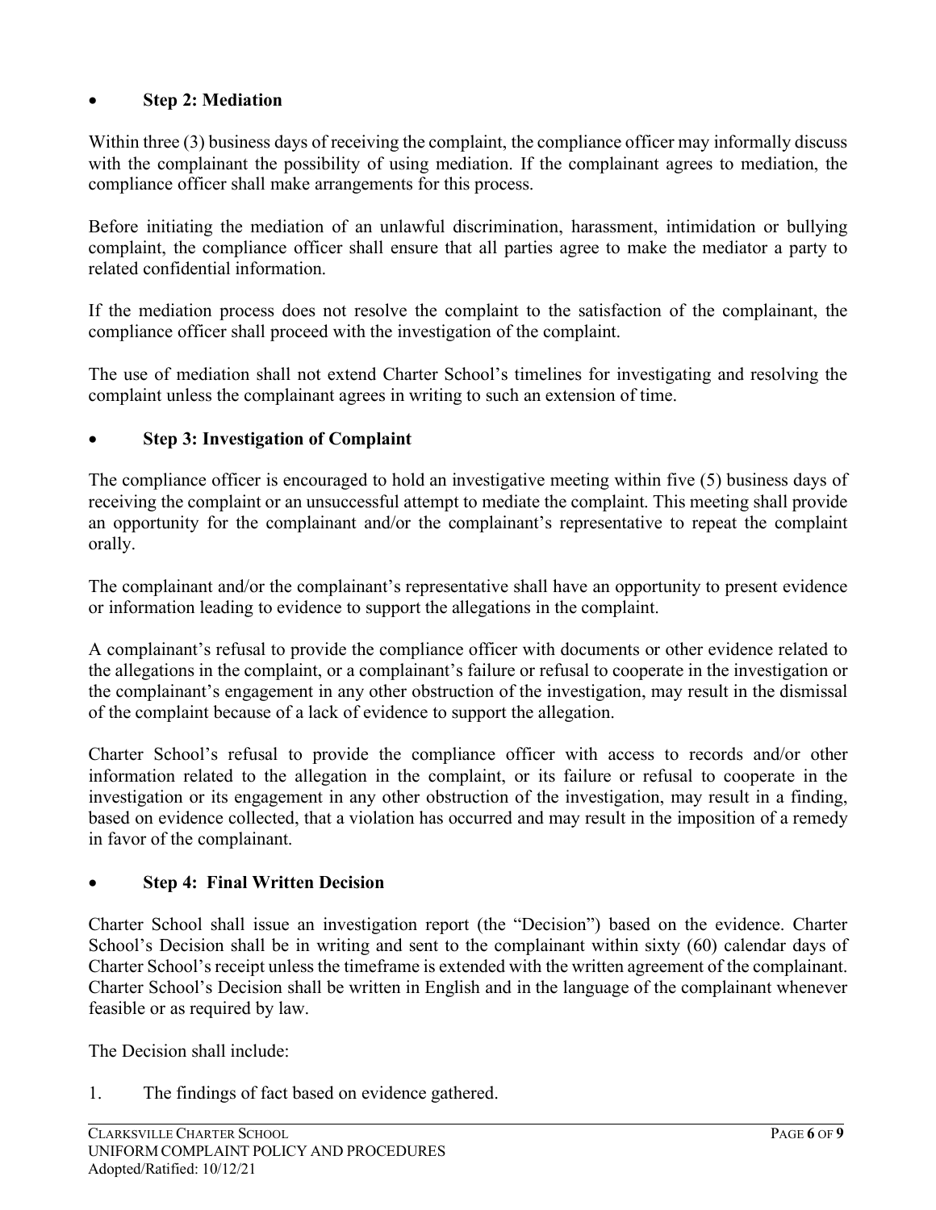- **Step 2: Mediation**

Within three (3) business days of receiving the complaint, the compliance officer may informally discuss with the complainant the possibility of using mediation. If the complainant agrees to mediation, the compliance officer shall make arrangements for this process.

Before initiating the mediation of an unlawful discrimination, harassment, intimidation or bullying complaint, the compliance officer shall ensure that all parties agree to make the mediator a party to related confidential information.

If the mediation process does not resolve the complaint to the satisfaction of the complainant, the compliance officer shall proceed with the investigation of the complaint.

The use of mediation shall not extend Charter School's timelines for investigating and resolving the complaint unless the complainant agrees in writing to such an extension of time.

- **Step 3: Investigation of Complaint**

The compliance officer is encouraged to hold an investigative meeting within five (5) business days of receiving the complaint or an unsuccessful attempt to mediate the complaint. This meeting shall provide an opportunity for the complainant and/or the complainant's representative to repeat the complaint orally.

The complainant and/or the complainant's representative shall have an opportunity to present evidence or information leading to evidence to support the allegations in the complaint.

A complainant's refusal to provide the compliance officer with documents or other evidence related to the allegations in the complaint, or a complainant's failure or refusal to cooperate in the investigation or the complainant's engagement in any other obstruction of the investigation, may result in the dismissal of the complaint because of a lack of evidence to support the allegation.

Charter School's refusal to provide the compliance officer with access to records and/or other information related to the allegation in the complaint, or its failure or refusal to cooperate in the investigation or its engagement in any other obstruction of the investigation, may result in a finding, based on evidence collected, that a violation has occurred and may result in the imposition of a remedy in favor of the complainant.

- **Step 4: Final Written Decision**

Charter School shall issue an investigation report (the "Decision") based on the evidence. Charter School's Decision shall be in writing and sent to the complainant within sixty (60) calendar days of Charter School's receipt unless the timeframe is extended with the written agreement of the complainant. Charter School's Decision shall be written in English and in the language of the complainant whenever feasible or as required by law.

The Decision shall include:

1. The findings of fact based on evidence gathered.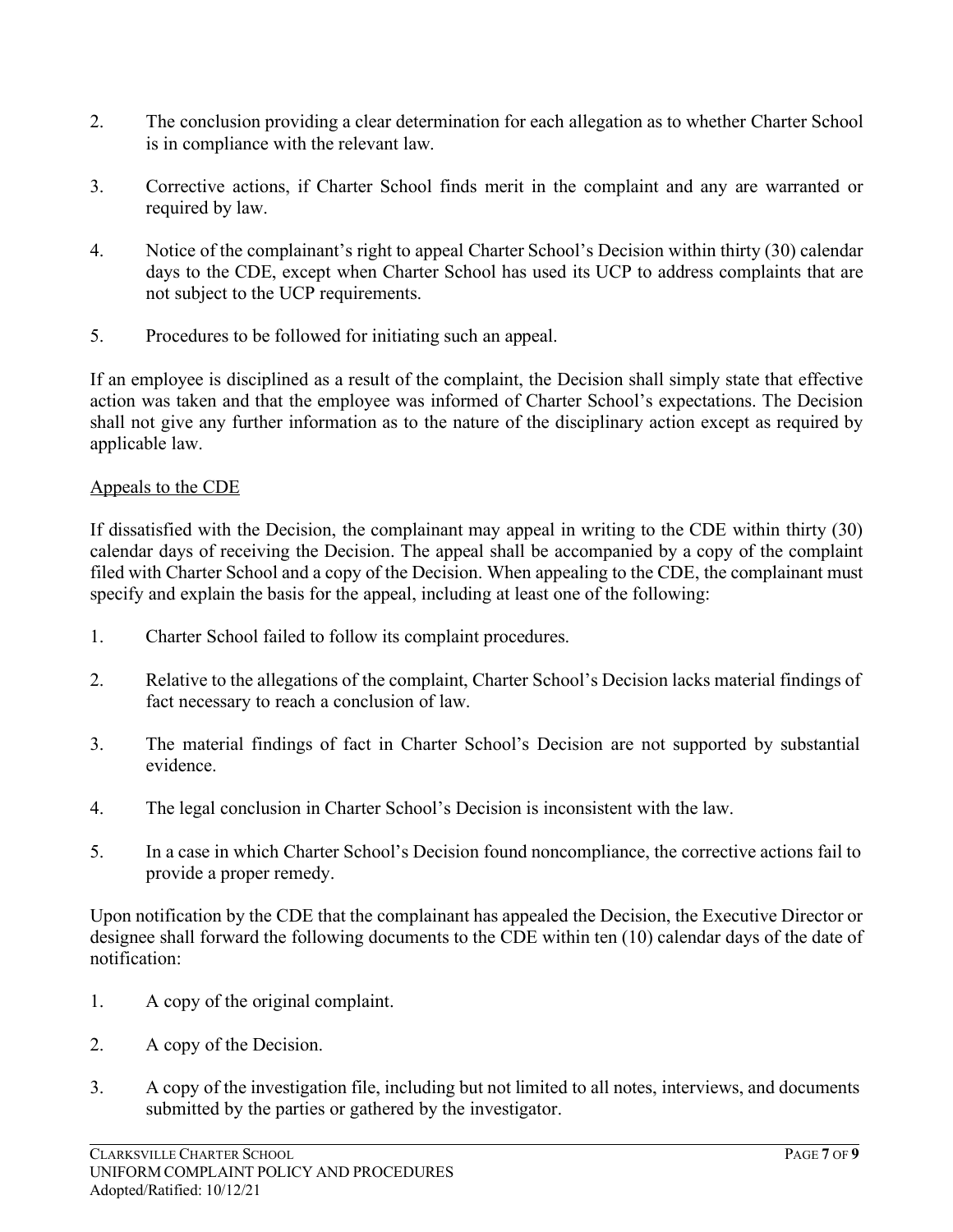2. The conclusion providing a clear determination for each allegation as to whether Charter School is in compliance with the relevant law.

3. Corrective actions, if Charter School finds merit in the complaint and any are warranted or required by law.

4. Notice of the complainant's right to appeal Charter School's Decision within thirty (30) calendar days to the CDE, except when Charter School has used its UCP to address complaints that are not subject to the UCP requirements.

5. Procedures to be followed for initiating such an appeal.

If an employee is disciplined as a result of the complaint, the Decision shall simply state that effective action was taken and that the employee was informed of Charter School's expectations. The Decision shall not give any further information as to the nature of the disciplinary action except as required by applicable law.

Appeals to the CDE

If dissatisfied with the Decision, the complainant may appeal in writing to the CDE within thirty (30) calendar days of receiving the Decision. The appeal shall be accompanied by a copy of the complaint filed with Charter School and a copy of the Decision. When appealing to the CDE, the complainant must specify and explain the basis for the appeal, including at least one of the following:

1. Charter School failed to follow its complaint procedures.

2. Relative to the allegations of the complaint, Charter School's Decision lacks material findings of fact necessary to reach a conclusion of law.

3. The material findings of fact in Charter School's Decision are not supported by substantial evidence.

4. The legal conclusion in Charter School's Decision is inconsistent with the law.

5. In a case in which Charter School's Decision found noncompliance, the corrective actions fail to provide a proper remedy.

Upon notification by the CDE that the complainant has appealed the Decision, the Executive Director or designee shall forward the following documents to the CDE within ten (10) calendar days of the date of notification:

1. A copy of the original complaint.

2. A copy of the Decision.

3. A copy of the investigation file, including but not limited to all notes, interviews, and documents submitted by the parties or gathered by the investigator.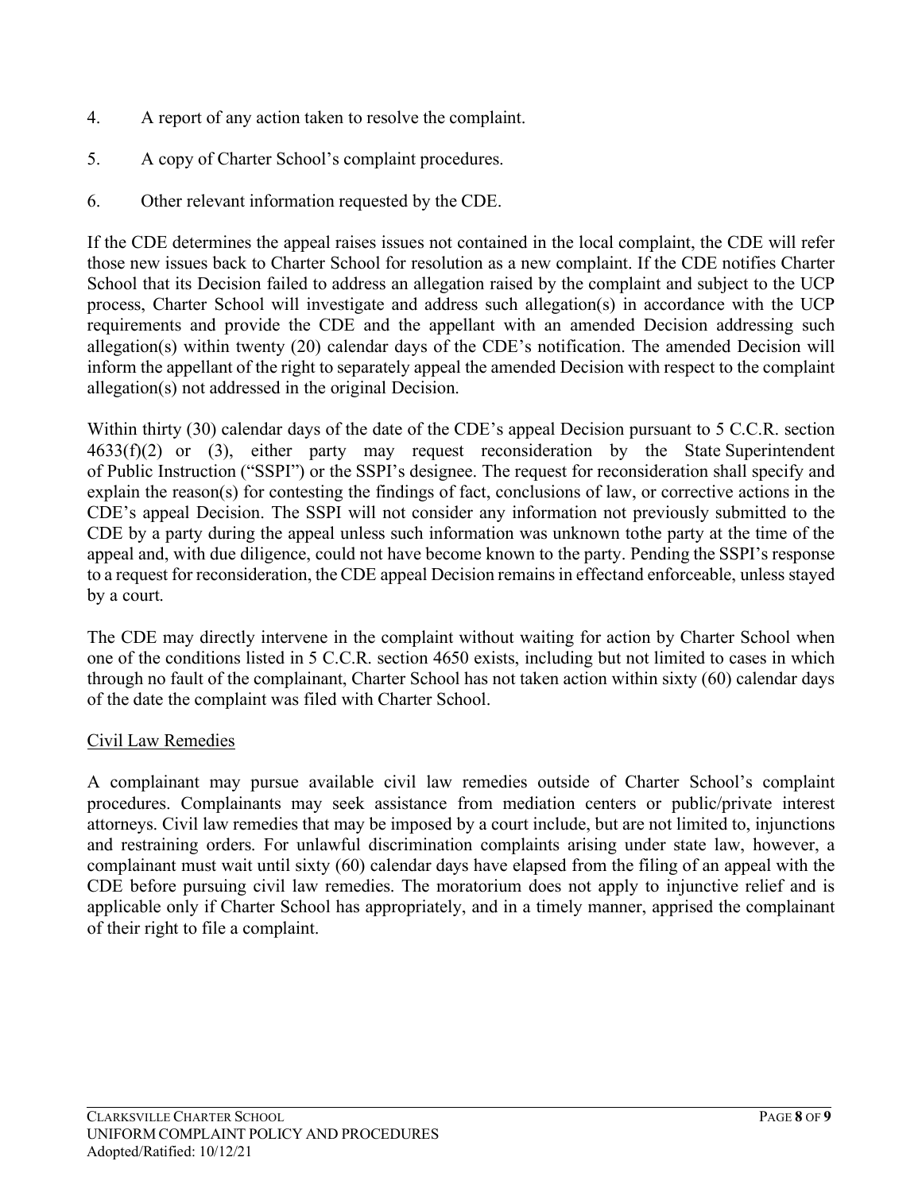4. A report of any action taken to resolve the complaint.

5. A copy of Charter School's complaint procedures.

6. Other relevant information requested by the CDE.

If the CDE determines the appeal raises issues not contained in the local complaint, the CDE will refer those new issues back to Charter School for resolution as a new complaint. If the CDE notifies Charter School that its Decision failed to address an allegation raised by the complaint and subject to the UCP process, Charter School will investigate and address such allegation(s) in accordance with the UCP requirements and provide the CDE and the appellant with an amended Decision addressing such allegation(s) within twenty (20) calendar days of the CDE's notification. The amended Decision will inform the appellant of the right to separately appeal the amended Decision with respect to the complaint allegation(s) not addressed in the original Decision.

Within thirty (30) calendar days of the date of the CDE's appeal Decision pursuant to 5 C.C.R. section 4633(f)(2) or (3), either party may request reconsideration by the State Superintendent of Public Instruction ("SSPI") or the SSPI's designee. The request for reconsideration shall specify and explain the reason(s) for contesting the findings of fact, conclusions of law, or corrective actions in the CDE's appeal Decision. The SSPI will not consider any information not previously submitted to the CDE by a party during the appeal unless such information was unknown tothe party at the time of the appeal and, with due diligence, could not have become known to the party. Pending the SSPI's response to a request for reconsideration, the CDE appeal Decision remains in effectand enforceable, unless stayed by a court.

The CDE may directly intervene in the complaint without waiting for action by Charter School when one of the conditions listed in 5 C.C.R. section 4650 exists, including but not limited to cases in which through no fault of the complainant, Charter School has not taken action within sixty (60) calendar days of the date the complaint was filed with Charter School.

<u>Civil Law Remedies</u>

A complainant may pursue available civil law remedies outside of Charter School's complaint procedures. Complainants may seek assistance from mediation centers or public/private interest attorneys. Civil law remedies that may be imposed by a court include, but are not limited to, injunctions and restraining orders. For unlawful discrimination complaints arising under state law, however, a complainant must wait until sixty (60) calendar days have elapsed from the filing of an appeal with the CDE before pursuing civil law remedies. The moratorium does not apply to injunctive relief and is applicable only if Charter School has appropriately, and in a timely manner, apprised the complainant of their right to file a complaint.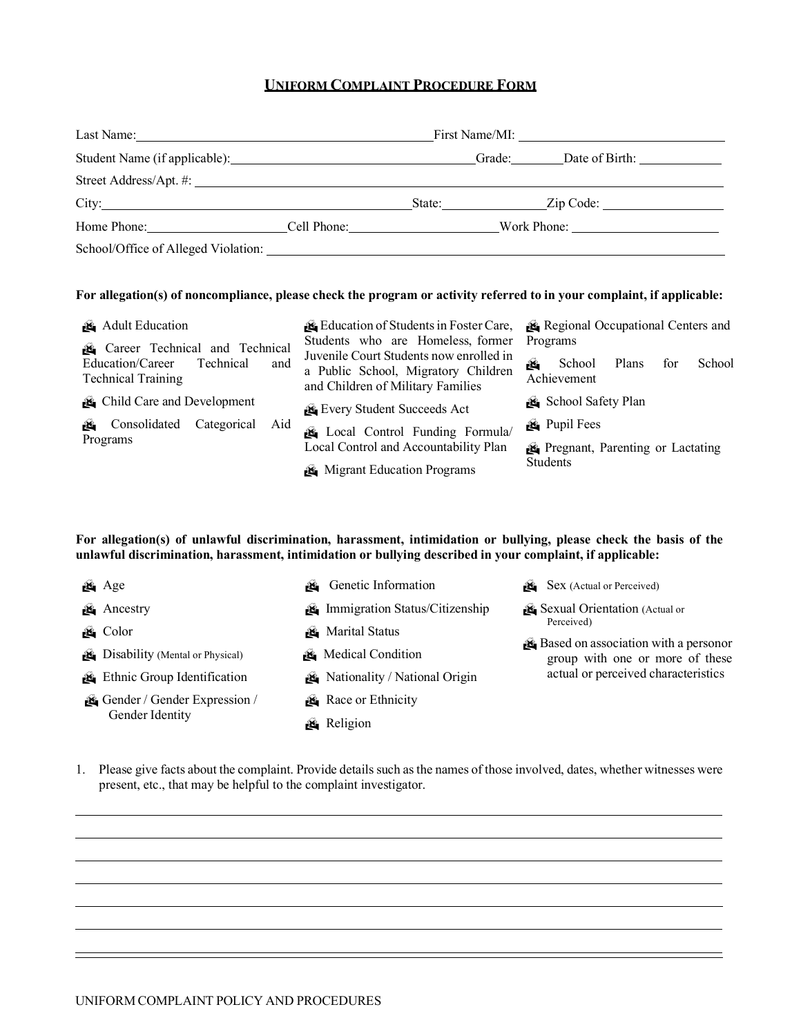# UNIFORM COMPLAINT PROCEDURE FORM

Last Name:_______________________________ First Name/MI: _______________________

Student Name (if applicable):_______________________ Grade:________ Date of Birth: ____________

Street Address/Apt. #: _______________________________________________

City:_______________________________ State:______________ Zip Code: ________________

Home Phone:_________________ Cell Phone:_________________ Work Phone: _________________

School/Office of Alleged Violation: _______________________________________________

**For allegation(s) of noncompliance, please check the program or activity referred to in your complaint, if applicable:**

- ☐ Adult Education
- ☐ Career Technical and Technical Education/Career Technical and Technical Training
- ☐ Child Care and Development
- ☐ Consolidated Categorical Aid Programs
- ☐ Education of Students in Foster Care, Students who are Homeless, former Juvenile Court Students now enrolled in a Public School, Migratory Children and Children of Military Families
- ☐ Every Student Succeeds Act
- ☐ Local Control Funding Formula/ Local Control and Accountability Plan
- ☐ Migrant Education Programs
- ☐ Regional Occupational Centers and Programs
- ☐ School Plans for School Achievement
- ☐ School Safety Plan
- ☐ Pupil Fees
- ☐ Pregnant, Parenting or Lactating Students

**For allegation(s) of unlawful discrimination, harassment, intimidation or bullying, please check the basis of the unlawful discrimination, harassment, intimidation or bullying described in your complaint, if applicable:**

- ☐ Age
- ☐ Ancestry
- ☐ Color
- ☐ Disability (Mental or Physical)
- ☐ Ethnic Group Identification
- ☐ Gender / Gender Expression / Gender Identity
- ☐ Genetic Information
- ☐ Immigration Status/Citizenship
- ☐ Marital Status
- ☐ Medical Condition
- ☐ Nationality / National Origin
- ☐ Race or Ethnicity
- ☐ Religion
- ☐ Sex (Actual or Perceived)
- ☐ Sexual Orientation (Actual or Perceived)
- ☐ Based on association with a personor group with one or more of these actual or perceived characteristics

1. Please give facts about the complaint. Provide details such as the names of those involved, dates, whether witnesses were present, etc., that may be helpful to the complaint investigator.

_______________________________________________

_______________________________________________

_______________________________________________

_______________________________________________

_______________________________________________

_______________________________________________

_______________________________________________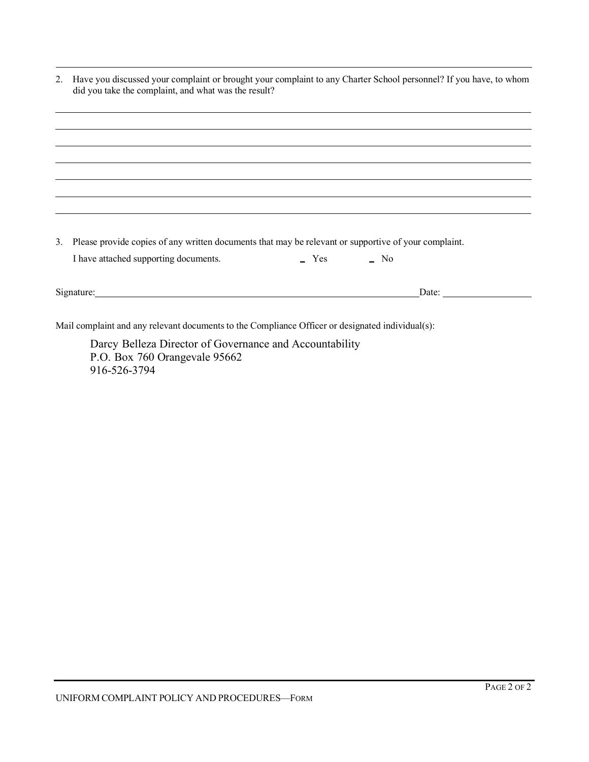2. Have you discussed your complaint or brought your complaint to any Charter School personnel? If you have, to whom did you take the complaint, and what was the result?

_______________________________________________________________________________

_______________________________________________________________________________

_______________________________________________________________________________

_______________________________________________________________________________

_______________________________________________________________________________

_______________________________________________________________________________

_______________________________________________________________________________

3. Please provide copies of any written documents that may be relevant or supportive of your complaint.

   I have attached supporting documents. _ Yes _ No

Signature:_______________________________________________ Date: ______________

Mail complaint and any relevant documents to the Compliance Officer or designated individual(s):

Darcy Belleza Director of Governance and Accountability
P.O. Box 760 Orangevale 95662
916-526-3794

UNIFORM COMPLAINT POLICY AND PROCEDURES—FORM